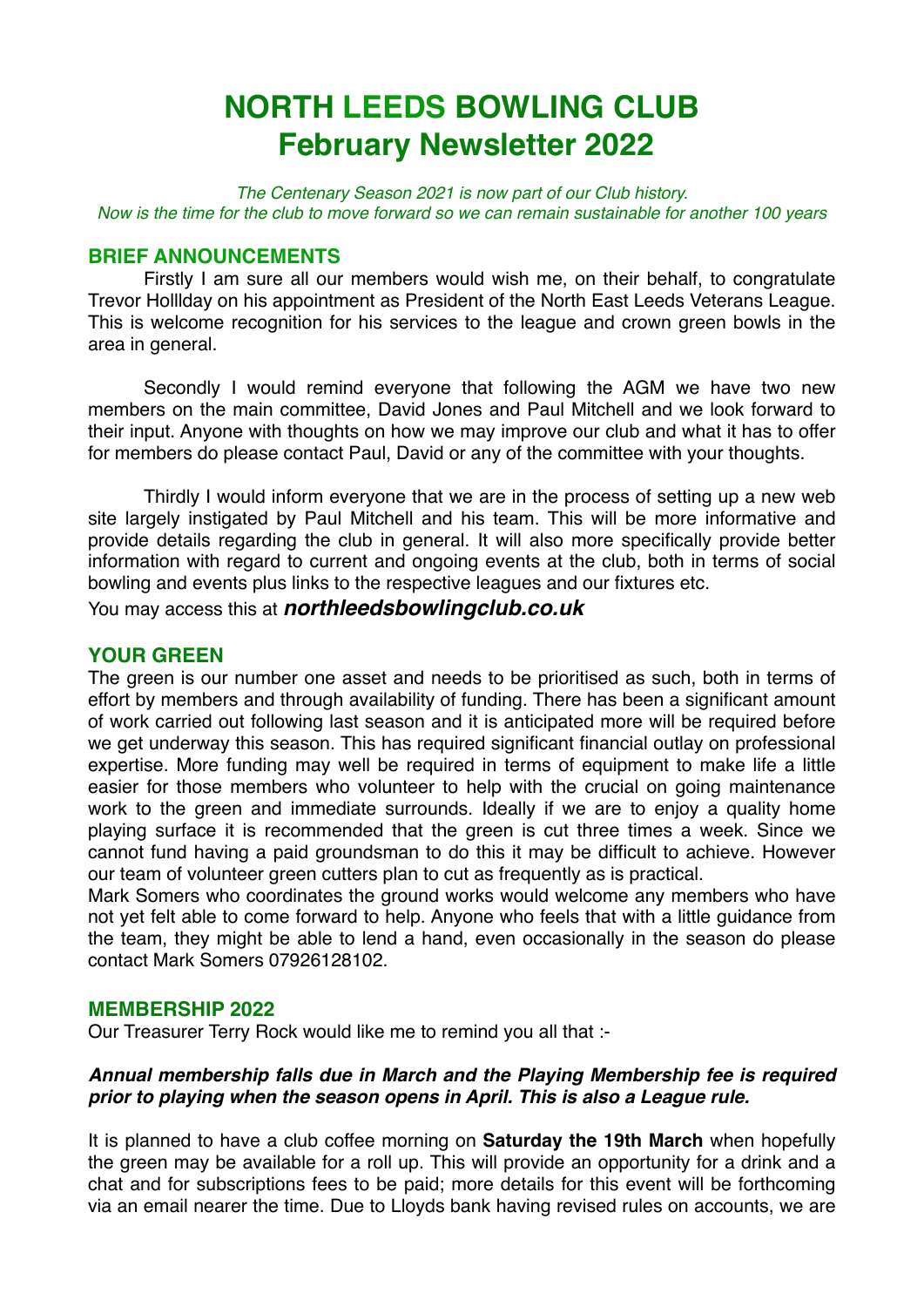# NORTH LEEDS BOWLING CLUB
# February Newsletter 2022

*The Centenary Season 2021 is now part of our Club history.*
*Now is the time for the club to move forward so we can remain sustainable for another 100 years*

## BRIEF ANNOUNCEMENTS

Firstly I am sure all our members would wish me, on their behalf, to congratulate Trevor Hollldav on his appointment as President of the North East Leeds Veterans League. This is welcome recognition for his services to the league and crown green bowls in the area in general.

Secondly I would remind everyone that following the AGM we have two new members on the main committee, David Jones and Paul Mitchell and we look forward to their input. Anyone with thoughts on how we may improve our club and what it has to offer for members do please contact Paul, David or any of the committee with your thoughts.

Thirdly I would inform everyone that we are in the process of setting up a new web site largely instigated by Paul Mitchell and his team. This will be more informative and provide details regarding the club in general. It will also more specifically provide better information with regard to current and ongoing events at the club, both in terms of social bowling and events plus links to the respective leagues and our fixtures etc.

You may access this at ***northleedsbowlingclub.co.uk***

## YOUR GREEN

The green is our number one asset and needs to be prioritised as such, both in terms of effort by members and through availability of funding. There has been a significant amount of work carried out following last season and it is anticipated more will be required before we get underway this season. This has required significant financial outlay on professional expertise. More funding may well be required in terms of equipment to make life a little easier for those members who volunteer to help with the crucial on going maintenance work to the green and immediate surrounds. Ideally if we are to enjoy a quality home playing surface it is recommended that the green is cut three times a week. Since we cannot fund having a paid groundsman to do this it may be difficult to achieve. However our team of volunteer green cutters plan to cut as frequently as is practical.

Mark Somers who coordinates the ground works would welcome any members who have not yet felt able to come forward to help. Anyone who feels that with a little guidance from the team, they might be able to lend a hand, even occasionally in the season do please contact Mark Somers 07926128102.

## MEMBERSHIP 2022

Our Treasurer Terry Rock would like me to remind you all that :-

***Annual membership falls due in March and the Playing Membership fee is required prior to playing when the season opens in April. This is also a League rule.***

It is planned to have a club coffee morning on **Saturday the 19th March** when hopefully the green may be available for a roll up. This will provide an opportunity for a drink and a chat and for subscriptions fees to be paid; more details for this event will be forthcoming via an email nearer the time. Due to Lloyds bank having revised rules on accounts, we are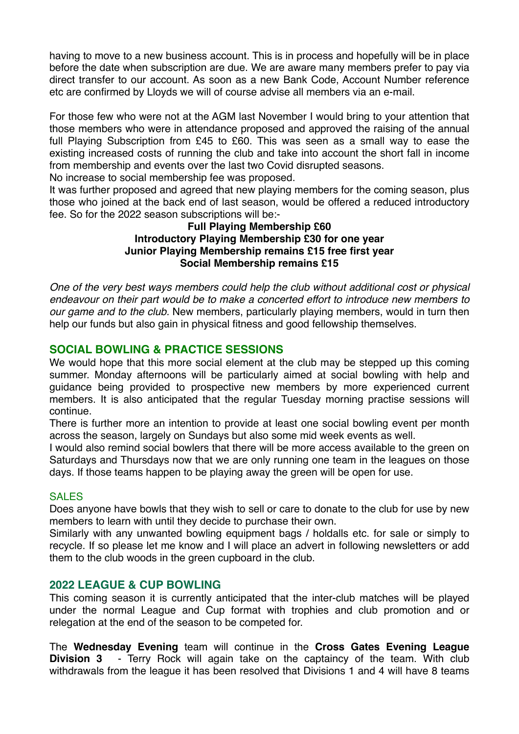having to move to a new business account. This is in process and hopefully will be in place before the date when subscription are due. We are aware many members prefer to pay via direct transfer to our account. As soon as a new Bank Code, Account Number reference etc are confirmed by Lloyds we will of course advise all members via an e-mail.

For those few who were not at the AGM last November I would bring to your attention that those members who were in attendance proposed and approved the raising of the annual full Playing Subscription from £45 to £60. This was seen as a small way to ease the existing increased costs of running the club and take into account the short fall in income from membership and events over the last two Covid disrupted seasons.
No increase to social membership fee was proposed.
It was further proposed and agreed that new playing members for the coming season, plus those who joined at the back end of last season, would be offered a reduced introductory fee. So for the 2022 season subscriptions will be:-

**Full Playing Membership £60**
**Introductory Playing Membership £30 for one year**
**Junior Playing Membership remains £15 free first year**
**Social Membership remains £15**

*One of the very best ways members could help the club without additional cost or physical endeavour on their part would be to make a concerted effort to introduce new members to our game and to the club.* New members, particularly playing members, would in turn then help our funds but also gain in physical fitness and good fellowship themselves.

## SOCIAL BOWLING & PRACTICE SESSIONS

We would hope that this more social element at the club may be stepped up this coming summer. Monday afternoons will be particularly aimed at social bowling with help and guidance being provided to prospective new members by more experienced current members. It is also anticipated that the regular Tuesday morning practise sessions will continue.
There is further more an intention to provide at least one social bowling event per month across the season, largely on Sundays but also some mid week events as well.
I would also remind social bowlers that there will be more access available to the green on Saturdays and Thursdays now that we are only running one team in the leagues on those days. If those teams happen to be playing away the green will be open for use.

### SALES

Does anyone have bowls that they wish to sell or care to donate to the club for use by new members to learn with until they decide to purchase their own.
Similarly with any unwanted bowling equipment bags / holdalls etc. for sale or simply to recycle. If so please let me know and I will place an advert in following newsletters or add them to the club woods in the green cupboard in the club.

## 2022 LEAGUE & CUP BOWLING

This coming season it is currently anticipated that the inter-club matches will be played under the normal League and Cup format with trophies and club promotion and or relegation at the end of the season to be competed for.

The **Wednesday Evening** team will continue in the **Cross Gates Evening League Division 3** - Terry Rock will again take on the captaincy of the team. With club withdrawals from the league it has been resolved that Divisions 1 and 4 will have 8 teams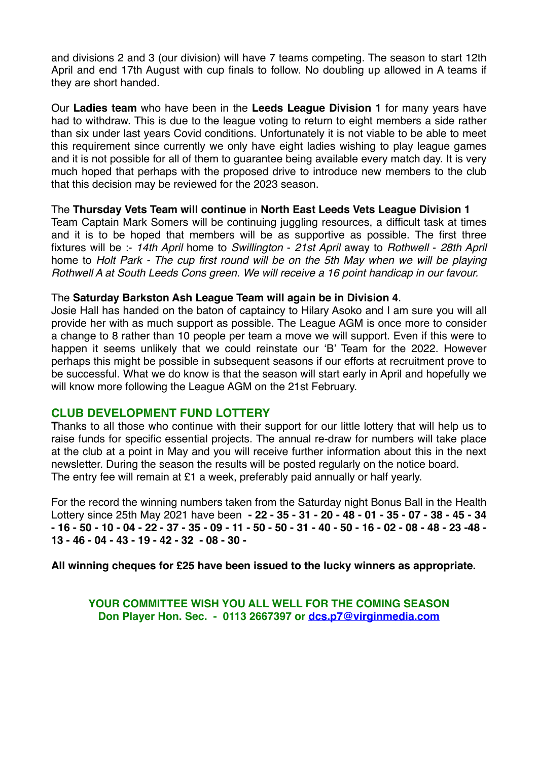and divisions 2 and 3 (our division) will have 7 teams competing. The season to start 12th April and end 17th August with cup finals to follow. No doubling up allowed in A teams if they are short handed.

Our **Ladies team** who have been in the **Leeds League Division 1** for many years have had to withdraw. This is due to the league voting to return to eight members a side rather than six under last years Covid conditions. Unfortunately it is not viable to be able to meet this requirement since currently we only have eight ladies wishing to play league games and it is not possible for all of them to guarantee being available every match day. It is very much hoped that perhaps with the proposed drive to introduce new members to the club that this decision may be reviewed for the 2023 season.

The **Thursday Vets Team will continue** in **North East Leeds Vets League Division 1**
Team Captain Mark Somers will be continuing juggling resources, a difficult task at times and it is to be hoped that members will be as supportive as possible. The first three fixtures will be :- *14th April* home to *Swillington* - *21st April* away to *Rothwell* - *28th April* home to *Holt Park - The cup first round will be on the 5th May when we will be playing Rothwell A at South Leeds Cons green. We will receive a 16 point handicap in our favour.*

The **Saturday Barkston Ash League Team will again be in Division 4**.
Josie Hall has handed on the baton of captaincy to Hilary Asoko and I am sure you will all provide her with as much support as possible. The League AGM is once more to consider a change to 8 rather than 10 people per team a move we will support. Even if this were to happen it seems unlikely that we could reinstate our 'B' Team for the 2022. However perhaps this might be possible in subsequent seasons if our efforts at recruitment prove to be successful. What we do know is that the season will start early in April and hopefully we will know more following the League AGM on the 21st February.

## CLUB DEVELOPMENT FUND LOTTERY

**T**hanks to all those who continue with their support for our little lottery that will help us to raise funds for specific essential projects. The annual re-draw for numbers will take place at the club at a point in May and you will receive further information about this in the next newsletter. During the season the results will be posted regularly on the notice board.
The entry fee will remain at £1 a week, preferably paid annually or half yearly.

For the record the winning numbers taken from the Saturday night Bonus Ball in the Health Lottery since 25th May 2021 have been **- 22 - 35 - 31 - 20 - 48 - 01 - 35 - 07 - 38 - 45 - 34 - 16 - 50 - 10 - 04 - 22 - 37 - 35 - 09 - 11 - 50 - 50 - 31 - 40 - 50 - 16 - 02 - 08 - 48 - 23 -48 - 13 - 46 - 04 - 43 - 19 - 42 - 32 - 08 - 30 -**

**All winning cheques for £25 have been issued to the lucky winners as appropriate.**

**YOUR COMMITTEE WISH YOU ALL WELL FOR THE COMING SEASON**
**Don Player Hon. Sec. - 0113 2667397 or dcs.p7@virginmedia.com**